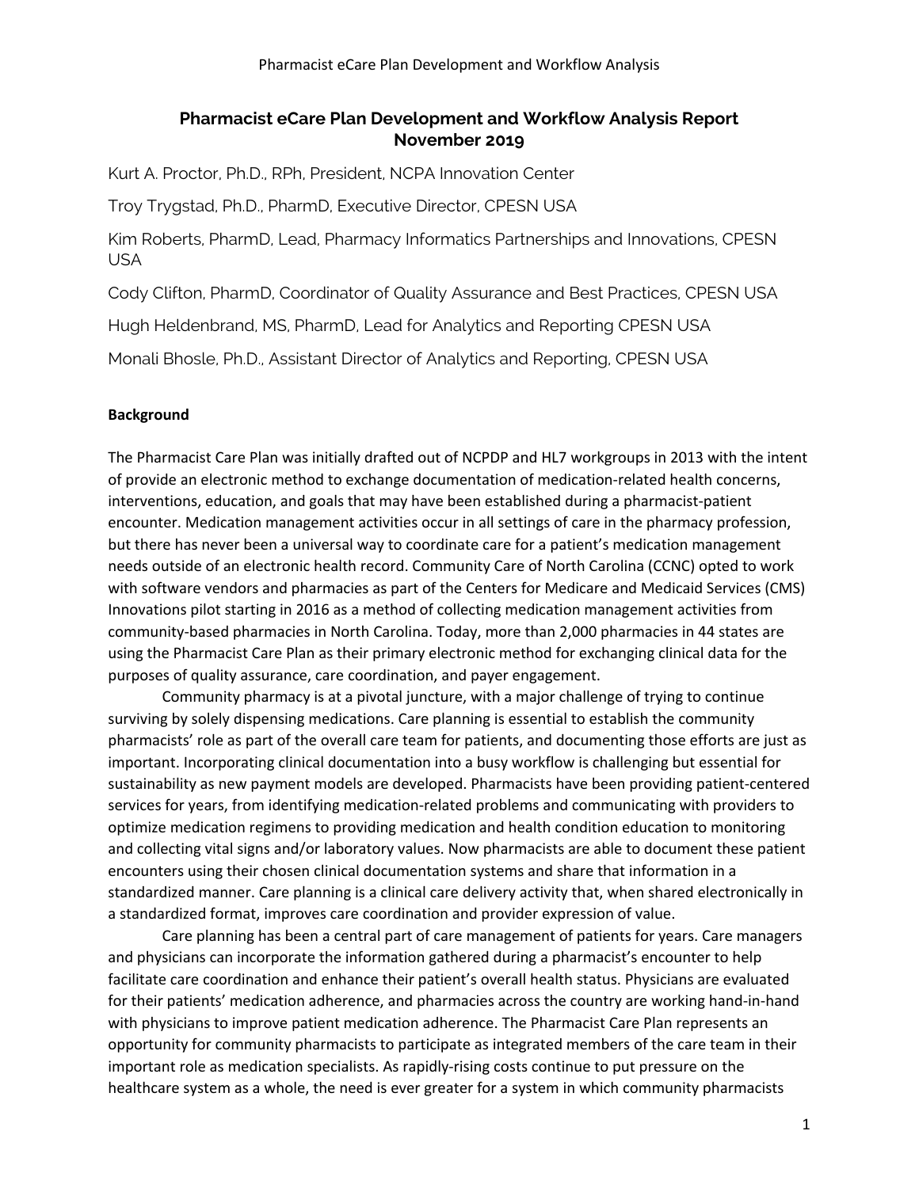# Pharmacist eCare Plan Development and Workflow Analysis Report
## November 2019

Kurt A. Proctor, Ph.D., RPh, President, NCPA Innovation Center

Troy Trygstad, Ph.D., PharmD, Executive Director, CPESN USA

Kim Roberts, PharmD, Lead, Pharmacy Informatics Partnerships and Innovations, CPESN USA

Cody Clifton, PharmD, Coordinator of Quality Assurance and Best Practices, CPESN USA

Hugh Heldenbrand, MS, PharmD, Lead for Analytics and Reporting CPESN USA

Monali Bhosle, Ph.D., Assistant Director of Analytics and Reporting, CPESN USA

**Background**

The Pharmacist Care Plan was initially drafted out of NCPDP and HL7 workgroups in 2013 with the intent of provide an electronic method to exchange documentation of medication-related health concerns, interventions, education, and goals that may have been established during a pharmacist-patient encounter. Medication management activities occur in all settings of care in the pharmacy profession, but there has never been a universal way to coordinate care for a patient's medication management needs outside of an electronic health record. Community Care of North Carolina (CCNC) opted to work with software vendors and pharmacies as part of the Centers for Medicare and Medicaid Services (CMS) Innovations pilot starting in 2016 as a method of collecting medication management activities from community-based pharmacies in North Carolina. Today, more than 2,000 pharmacies in 44 states are using the Pharmacist Care Plan as their primary electronic method for exchanging clinical data for the purposes of quality assurance, care coordination, and payer engagement.

Community pharmacy is at a pivotal juncture, with a major challenge of trying to continue surviving by solely dispensing medications. Care planning is essential to establish the community pharmacists' role as part of the overall care team for patients, and documenting those efforts are just as important. Incorporating clinical documentation into a busy workflow is challenging but essential for sustainability as new payment models are developed. Pharmacists have been providing patient-centered services for years, from identifying medication-related problems and communicating with providers to optimize medication regimens to providing medication and health condition education to monitoring and collecting vital signs and/or laboratory values. Now pharmacists are able to document these patient encounters using their chosen clinical documentation systems and share that information in a standardized manner. Care planning is a clinical care delivery activity that, when shared electronically in a standardized format, improves care coordination and provider expression of value.

Care planning has been a central part of care management of patients for years. Care managers and physicians can incorporate the information gathered during a pharmacist's encounter to help facilitate care coordination and enhance their patient's overall health status. Physicians are evaluated for their patients' medication adherence, and pharmacies across the country are working hand-in-hand with physicians to improve patient medication adherence. The Pharmacist Care Plan represents an opportunity for community pharmacists to participate as integrated members of the care team in their important role as medication specialists. As rapidly-rising costs continue to put pressure on the healthcare system as a whole, the need is ever greater for a system in which community pharmacists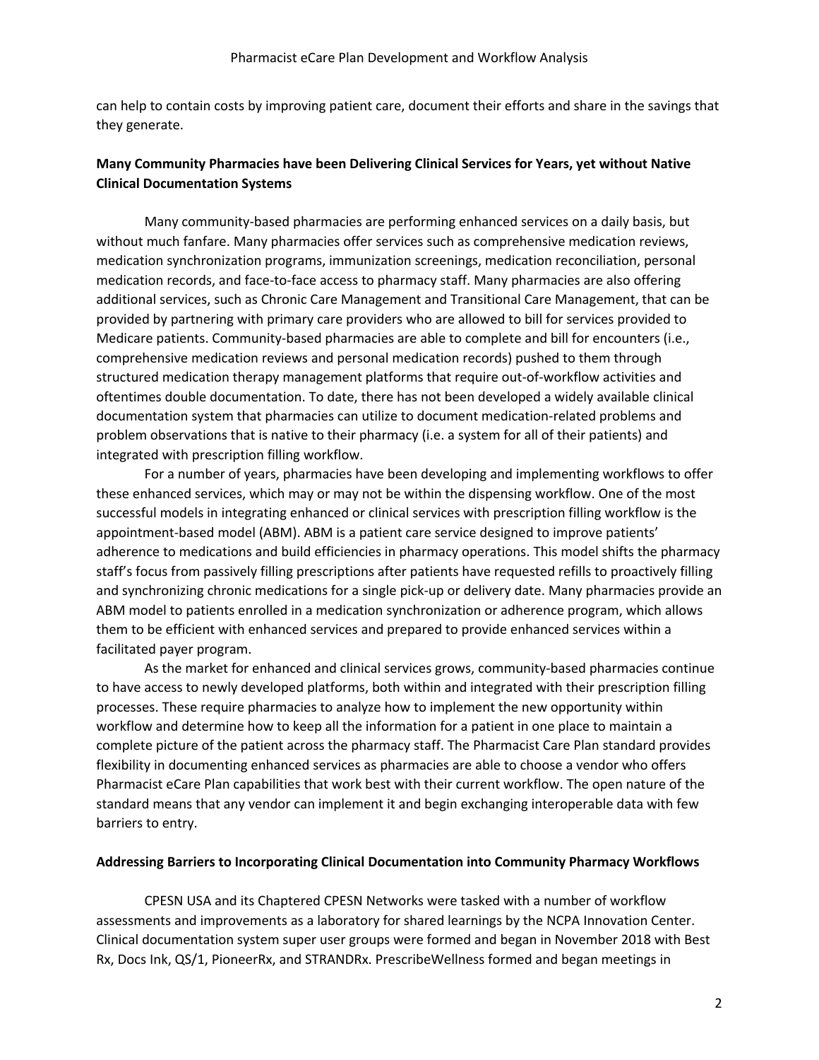can help to contain costs by improving patient care, document their efforts and share in the savings that they generate.

**Many Community Pharmacies have been Delivering Clinical Services for Years, yet without Native Clinical Documentation Systems**

Many community-based pharmacies are performing enhanced services on a daily basis, but without much fanfare. Many pharmacies offer services such as comprehensive medication reviews, medication synchronization programs, immunization screenings, medication reconciliation, personal medication records, and face-to-face access to pharmacy staff. Many pharmacies are also offering additional services, such as Chronic Care Management and Transitional Care Management, that can be provided by partnering with primary care providers who are allowed to bill for services provided to Medicare patients. Community-based pharmacies are able to complete and bill for encounters (i.e., comprehensive medication reviews and personal medication records) pushed to them through structured medication therapy management platforms that require out-of-workflow activities and oftentimes double documentation. To date, there has not been developed a widely available clinical documentation system that pharmacies can utilize to document medication-related problems and problem observations that is native to their pharmacy (i.e. a system for all of their patients) and integrated with prescription filling workflow.

For a number of years, pharmacies have been developing and implementing workflows to offer these enhanced services, which may or may not be within the dispensing workflow. One of the most successful models in integrating enhanced or clinical services with prescription filling workflow is the appointment-based model (ABM). ABM is a patient care service designed to improve patients' adherence to medications and build efficiencies in pharmacy operations. This model shifts the pharmacy staff's focus from passively filling prescriptions after patients have requested refills to proactively filling and synchronizing chronic medications for a single pick-up or delivery date. Many pharmacies provide an ABM model to patients enrolled in a medication synchronization or adherence program, which allows them to be efficient with enhanced services and prepared to provide enhanced services within a facilitated payer program.

As the market for enhanced and clinical services grows, community-based pharmacies continue to have access to newly developed platforms, both within and integrated with their prescription filling processes. These require pharmacies to analyze how to implement the new opportunity within workflow and determine how to keep all the information for a patient in one place to maintain a complete picture of the patient across the pharmacy staff. The Pharmacist Care Plan standard provides flexibility in documenting enhanced services as pharmacies are able to choose a vendor who offers Pharmacist eCare Plan capabilities that work best with their current workflow. The open nature of the standard means that any vendor can implement it and begin exchanging interoperable data with few barriers to entry.

**Addressing Barriers to Incorporating Clinical Documentation into Community Pharmacy Workflows**

CPESN USA and its Chaptered CPESN Networks were tasked with a number of workflow assessments and improvements as a laboratory for shared learnings by the NCPA Innovation Center. Clinical documentation system super user groups were formed and began in November 2018 with Best Rx, Docs Ink, QS/1, PioneerRx, and STRANDRx. PrescribeWellness formed and began meetings in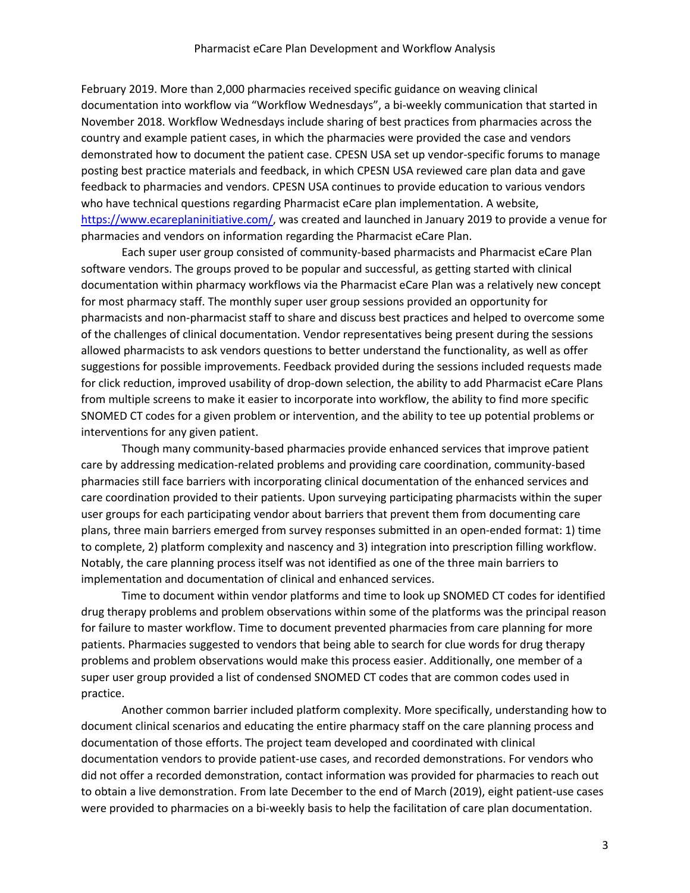February 2019. More than 2,000 pharmacies received specific guidance on weaving clinical documentation into workflow via "Workflow Wednesdays", a bi-weekly communication that started in November 2018. Workflow Wednesdays include sharing of best practices from pharmacies across the country and example patient cases, in which the pharmacies were provided the case and vendors demonstrated how to document the patient case. CPESN USA set up vendor-specific forums to manage posting best practice materials and feedback, in which CPESN USA reviewed care plan data and gave feedback to pharmacies and vendors. CPESN USA continues to provide education to various vendors who have technical questions regarding Pharmacist eCare plan implementation. A website, https://www.ecareplaninitiative.com/, was created and launched in January 2019 to provide a venue for pharmacies and vendors on information regarding the Pharmacist eCare Plan.

Each super user group consisted of community-based pharmacists and Pharmacist eCare Plan software vendors. The groups proved to be popular and successful, as getting started with clinical documentation within pharmacy workflows via the Pharmacist eCare Plan was a relatively new concept for most pharmacy staff. The monthly super user group sessions provided an opportunity for pharmacists and non-pharmacist staff to share and discuss best practices and helped to overcome some of the challenges of clinical documentation. Vendor representatives being present during the sessions allowed pharmacists to ask vendors questions to better understand the functionality, as well as offer suggestions for possible improvements. Feedback provided during the sessions included requests made for click reduction, improved usability of drop-down selection, the ability to add Pharmacist eCare Plans from multiple screens to make it easier to incorporate into workflow, the ability to find more specific SNOMED CT codes for a given problem or intervention, and the ability to tee up potential problems or interventions for any given patient.

Though many community-based pharmacies provide enhanced services that improve patient care by addressing medication-related problems and providing care coordination, community-based pharmacies still face barriers with incorporating clinical documentation of the enhanced services and care coordination provided to their patients. Upon surveying participating pharmacists within the super user groups for each participating vendor about barriers that prevent them from documenting care plans, three main barriers emerged from survey responses submitted in an open-ended format: 1) time to complete, 2) platform complexity and nascency and 3) integration into prescription filling workflow. Notably, the care planning process itself was not identified as one of the three main barriers to implementation and documentation of clinical and enhanced services.

Time to document within vendor platforms and time to look up SNOMED CT codes for identified drug therapy problems and problem observations within some of the platforms was the principal reason for failure to master workflow. Time to document prevented pharmacies from care planning for more patients. Pharmacies suggested to vendors that being able to search for clue words for drug therapy problems and problem observations would make this process easier. Additionally, one member of a super user group provided a list of condensed SNOMED CT codes that are common codes used in practice.

Another common barrier included platform complexity. More specifically, understanding how to document clinical scenarios and educating the entire pharmacy staff on the care planning process and documentation of those efforts. The project team developed and coordinated with clinical documentation vendors to provide patient-use cases, and recorded demonstrations. For vendors who did not offer a recorded demonstration, contact information was provided for pharmacies to reach out to obtain a live demonstration. From late December to the end of March (2019), eight patient-use cases were provided to pharmacies on a bi-weekly basis to help the facilitation of care plan documentation.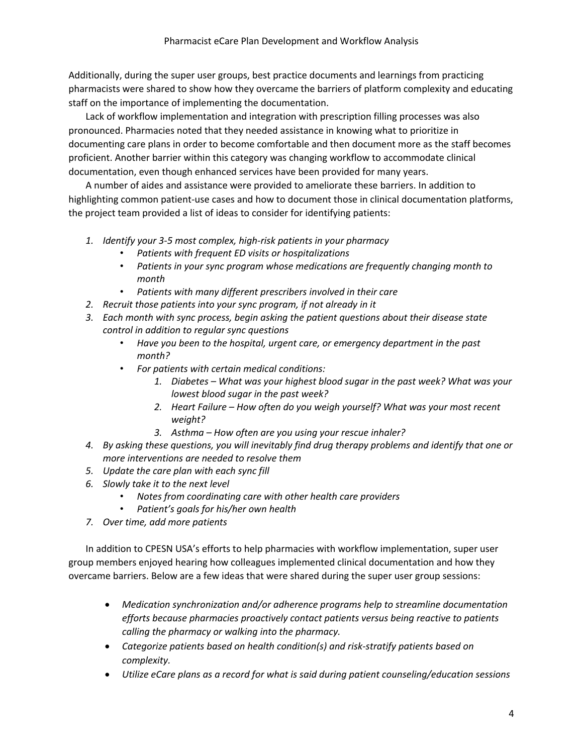Additionally, during the super user groups, best practice documents and learnings from practicing pharmacists were shared to show how they overcame the barriers of platform complexity and educating staff on the importance of implementing the documentation.

Lack of workflow implementation and integration with prescription filling processes was also pronounced. Pharmacies noted that they needed assistance in knowing what to prioritize in documenting care plans in order to become comfortable and then document more as the staff becomes proficient. Another barrier within this category was changing workflow to accommodate clinical documentation, even though enhanced services have been provided for many years.

A number of aides and assistance were provided to ameliorate these barriers. In addition to highlighting common patient-use cases and how to document those in clinical documentation platforms, the project team provided a list of ideas to consider for identifying patients:

1. *Identify your 3-5 most complex, high-risk patients in your pharmacy*
    - *Patients with frequent ED visits or hospitalizations*
    - *Patients in your sync program whose medications are frequently changing month to month*
    - *Patients with many different prescribers involved in their care*
2. *Recruit those patients into your sync program, if not already in it*
3. *Each month with sync process, begin asking the patient questions about their disease state control in addition to regular sync questions*
    - *Have you been to the hospital, urgent care, or emergency department in the past month?*
    - *For patients with certain medical conditions:*
        1. *Diabetes – What was your highest blood sugar in the past week? What was your lowest blood sugar in the past week?*
        2. *Heart Failure – How often do you weigh yourself? What was your most recent weight?*
        3. *Asthma – How often are you using your rescue inhaler?*
4. *By asking these questions, you will inevitably find drug therapy problems and identify that one or more interventions are needed to resolve them*
5. *Update the care plan with each sync fill*
6. *Slowly take it to the next level*
    - *Notes from coordinating care with other health care providers*
    - *Patient's goals for his/her own health*
7. *Over time, add more patients*

In addition to CPESN USA's efforts to help pharmacies with workflow implementation, super user group members enjoyed hearing how colleagues implemented clinical documentation and how they overcame barriers. Below are a few ideas that were shared during the super user group sessions:

- *Medication synchronization and/or adherence programs help to streamline documentation efforts because pharmacies proactively contact patients versus being reactive to patients calling the pharmacy or walking into the pharmacy.*
- *Categorize patients based on health condition(s) and risk-stratify patients based on complexity.*
- *Utilize eCare plans as a record for what is said during patient counseling/education sessions*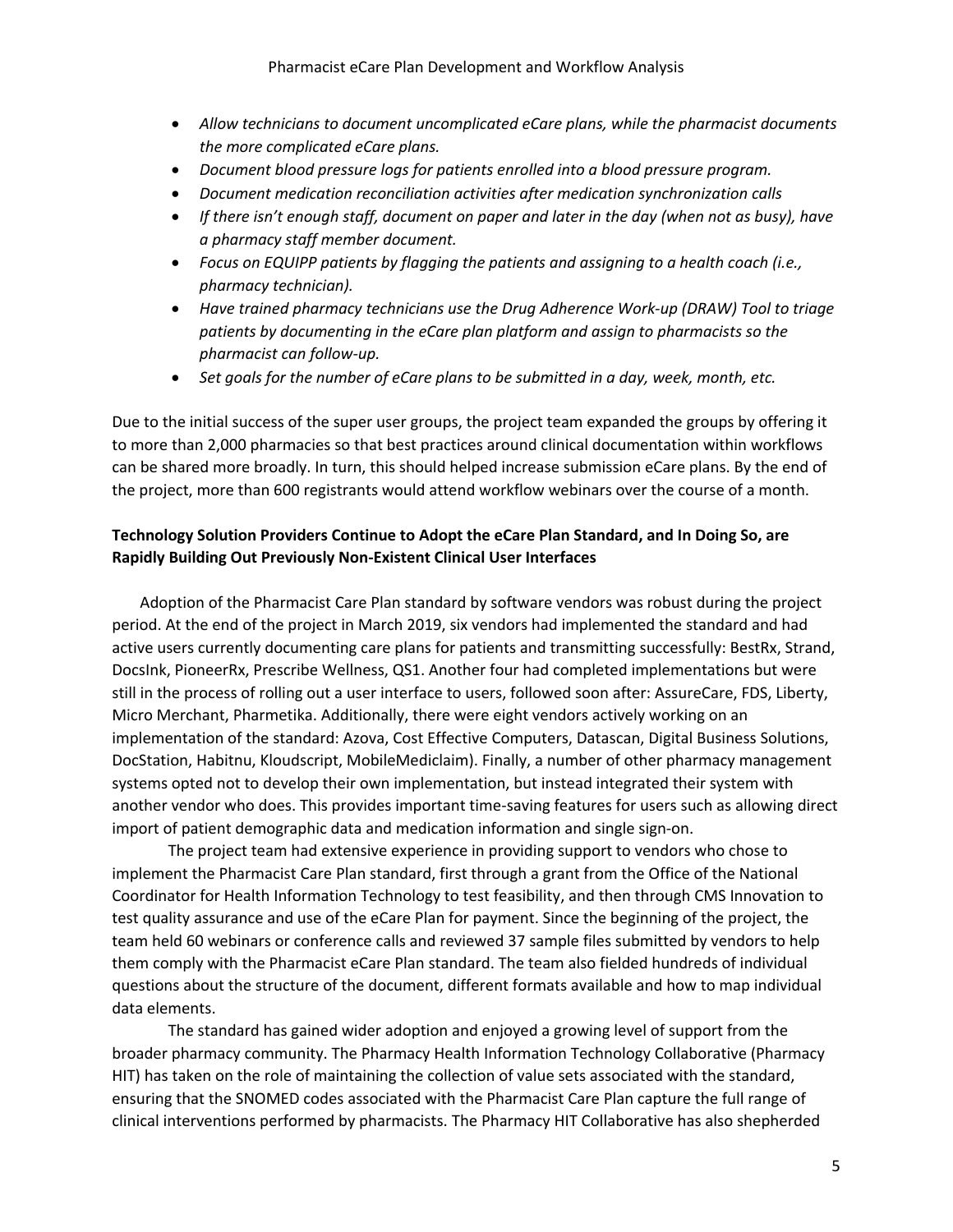- *Allow technicians to document uncomplicated eCare plans, while the pharmacist documents the more complicated eCare plans.*
- *Document blood pressure logs for patients enrolled into a blood pressure program.*
- *Document medication reconciliation activities after medication synchronization calls*
- *If there isn't enough staff, document on paper and later in the day (when not as busy), have a pharmacy staff member document.*
- *Focus on EQUIPP patients by flagging the patients and assigning to a health coach (i.e., pharmacy technician).*
- *Have trained pharmacy technicians use the Drug Adherence Work-up (DRAW) Tool to triage patients by documenting in the eCare plan platform and assign to pharmacists so the pharmacist can follow-up.*
- *Set goals for the number of eCare plans to be submitted in a day, week, month, etc.*

Due to the initial success of the super user groups, the project team expanded the groups by offering it to more than 2,000 pharmacies so that best practices around clinical documentation within workflows can be shared more broadly. In turn, this should helped increase submission eCare plans. By the end of the project, more than 600 registrants would attend workflow webinars over the course of a month.

**Technology Solution Providers Continue to Adopt the eCare Plan Standard, and In Doing So, are Rapidly Building Out Previously Non-Existent Clinical User Interfaces**

Adoption of the Pharmacist Care Plan standard by software vendors was robust during the project period. At the end of the project in March 2019, six vendors had implemented the standard and had active users currently documenting care plans for patients and transmitting successfully: BestRx, Strand, DocsInk, PioneerRx, Prescribe Wellness, QS1. Another four had completed implementations but were still in the process of rolling out a user interface to users, followed soon after: AssureCare, FDS, Liberty, Micro Merchant, Pharmetika. Additionally, there were eight vendors actively working on an implementation of the standard: Azova, Cost Effective Computers, Datascan, Digital Business Solutions, DocStation, Habitnu, Kloudscript, MobileMediclaim). Finally, a number of other pharmacy management systems opted not to develop their own implementation, but instead integrated their system with another vendor who does. This provides important time-saving features for users such as allowing direct import of patient demographic data and medication information and single sign-on.

The project team had extensive experience in providing support to vendors who chose to implement the Pharmacist Care Plan standard, first through a grant from the Office of the National Coordinator for Health Information Technology to test feasibility, and then through CMS Innovation to test quality assurance and use of the eCare Plan for payment. Since the beginning of the project, the team held 60 webinars or conference calls and reviewed 37 sample files submitted by vendors to help them comply with the Pharmacist eCare Plan standard. The team also fielded hundreds of individual questions about the structure of the document, different formats available and how to map individual data elements.

The standard has gained wider adoption and enjoyed a growing level of support from the broader pharmacy community. The Pharmacy Health Information Technology Collaborative (Pharmacy HIT) has taken on the role of maintaining the collection of value sets associated with the standard, ensuring that the SNOMED codes associated with the Pharmacist Care Plan capture the full range of clinical interventions performed by pharmacists. The Pharmacy HIT Collaborative has also shepherded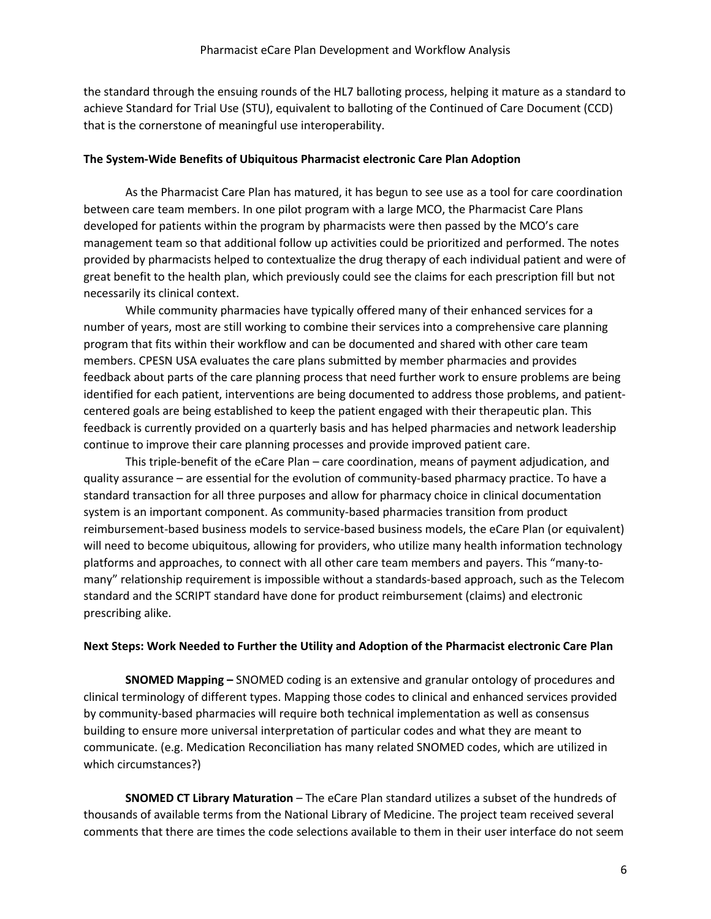the standard through the ensuing rounds of the HL7 balloting process, helping it mature as a standard to achieve Standard for Trial Use (STU), equivalent to balloting of the Continued of Care Document (CCD) that is the cornerstone of meaningful use interoperability.

**The System-Wide Benefits of Ubiquitous Pharmacist electronic Care Plan Adoption**

As the Pharmacist Care Plan has matured, it has begun to see use as a tool for care coordination between care team members. In one pilot program with a large MCO, the Pharmacist Care Plans developed for patients within the program by pharmacists were then passed by the MCO's care management team so that additional follow up activities could be prioritized and performed. The notes provided by pharmacists helped to contextualize the drug therapy of each individual patient and were of great benefit to the health plan, which previously could see the claims for each prescription fill but not necessarily its clinical context.

While community pharmacies have typically offered many of their enhanced services for a number of years, most are still working to combine their services into a comprehensive care planning program that fits within their workflow and can be documented and shared with other care team members. CPESN USA evaluates the care plans submitted by member pharmacies and provides feedback about parts of the care planning process that need further work to ensure problems are being identified for each patient, interventions are being documented to address those problems, and patient-centered goals are being established to keep the patient engaged with their therapeutic plan. This feedback is currently provided on a quarterly basis and has helped pharmacies and network leadership continue to improve their care planning processes and provide improved patient care.

This triple-benefit of the eCare Plan – care coordination, means of payment adjudication, and quality assurance – are essential for the evolution of community-based pharmacy practice. To have a standard transaction for all three purposes and allow for pharmacy choice in clinical documentation system is an important component. As community-based pharmacies transition from product reimbursement-based business models to service-based business models, the eCare Plan (or equivalent) will need to become ubiquitous, allowing for providers, who utilize many health information technology platforms and approaches, to connect with all other care team members and payers. This "many-to-many" relationship requirement is impossible without a standards-based approach, such as the Telecom standard and the SCRIPT standard have done for product reimbursement (claims) and electronic prescribing alike.

**Next Steps: Work Needed to Further the Utility and Adoption of the Pharmacist electronic Care Plan**

**SNOMED Mapping –** SNOMED coding is an extensive and granular ontology of procedures and clinical terminology of different types. Mapping those codes to clinical and enhanced services provided by community-based pharmacies will require both technical implementation as well as consensus building to ensure more universal interpretation of particular codes and what they are meant to communicate. (e.g. Medication Reconciliation has many related SNOMED codes, which are utilized in which circumstances?)

**SNOMED CT Library Maturation** – The eCare Plan standard utilizes a subset of the hundreds of thousands of available terms from the National Library of Medicine. The project team received several comments that there are times the code selections available to them in their user interface do not seem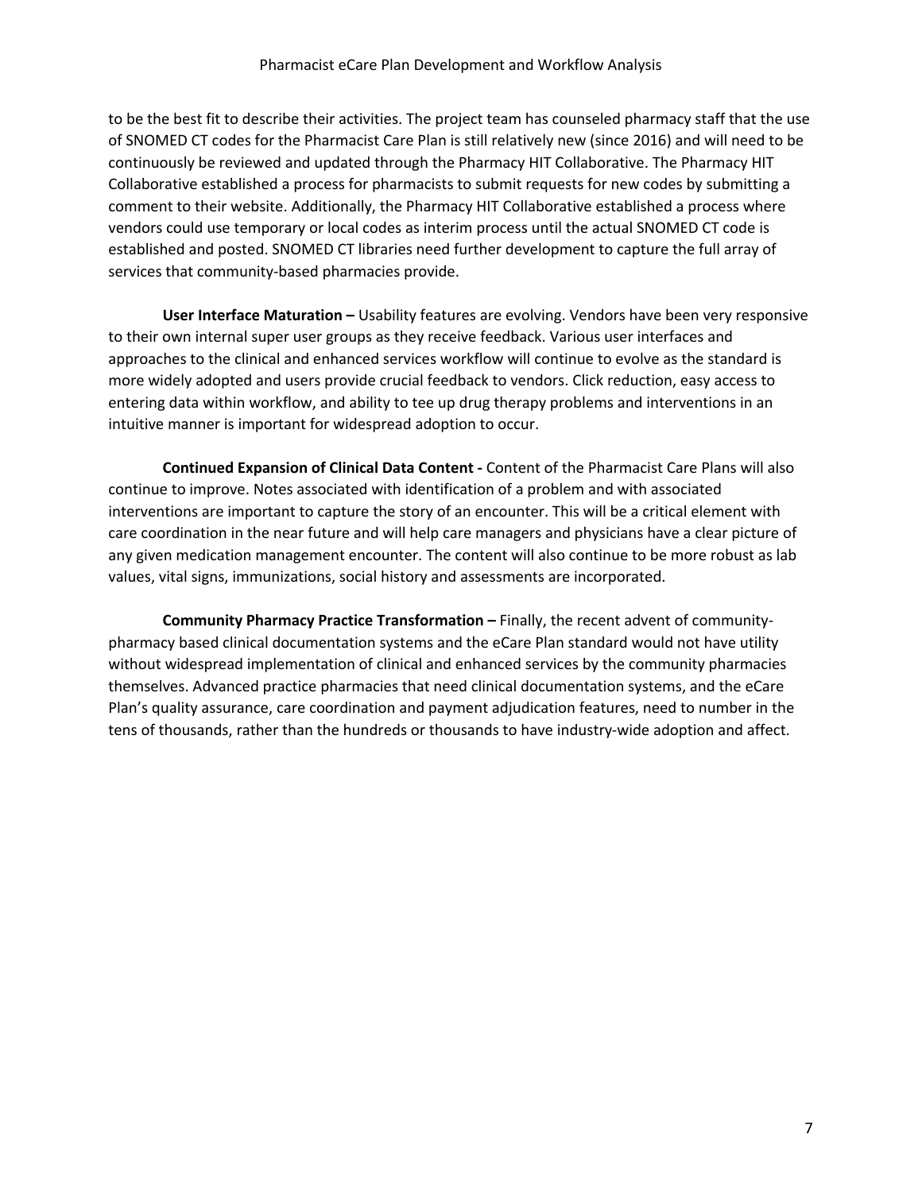to be the best fit to describe their activities. The project team has counseled pharmacy staff that the use of SNOMED CT codes for the Pharmacist Care Plan is still relatively new (since 2016) and will need to be continuously be reviewed and updated through the Pharmacy HIT Collaborative. The Pharmacy HIT Collaborative established a process for pharmacists to submit requests for new codes by submitting a comment to their website. Additionally, the Pharmacy HIT Collaborative established a process where vendors could use temporary or local codes as interim process until the actual SNOMED CT code is established and posted. SNOMED CT libraries need further development to capture the full array of services that community-based pharmacies provide.

**User Interface Maturation –** Usability features are evolving. Vendors have been very responsive to their own internal super user groups as they receive feedback. Various user interfaces and approaches to the clinical and enhanced services workflow will continue to evolve as the standard is more widely adopted and users provide crucial feedback to vendors. Click reduction, easy access to entering data within workflow, and ability to tee up drug therapy problems and interventions in an intuitive manner is important for widespread adoption to occur.

**Continued Expansion of Clinical Data Content -** Content of the Pharmacist Care Plans will also continue to improve. Notes associated with identification of a problem and with associated interventions are important to capture the story of an encounter. This will be a critical element with care coordination in the near future and will help care managers and physicians have a clear picture of any given medication management encounter. The content will also continue to be more robust as lab values, vital signs, immunizations, social history and assessments are incorporated.

**Community Pharmacy Practice Transformation –** Finally, the recent advent of community-pharmacy based clinical documentation systems and the eCare Plan standard would not have utility without widespread implementation of clinical and enhanced services by the community pharmacies themselves. Advanced practice pharmacies that need clinical documentation systems, and the eCare Plan's quality assurance, care coordination and payment adjudication features, need to number in the tens of thousands, rather than the hundreds or thousands to have industry-wide adoption and affect.